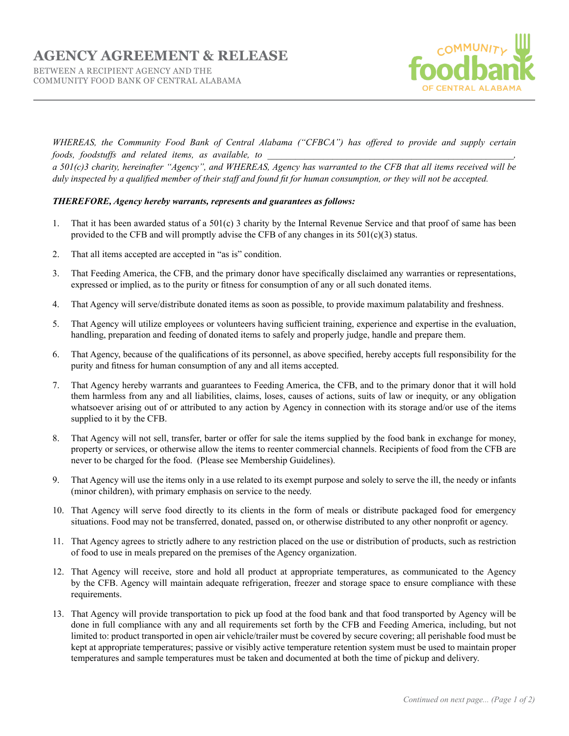# AGENCY AGREEMENT & RELEASE

BETWEEN A RECIPIENT AGENCY AND THE
COMMUNITY FOOD BANK OF CENTRAL ALABAMA

COMMUNITY foodbank OF CENTRAL ALABAMA

*WHEREAS, the Community Food Bank of Central Alabama ("CFBCA") has offered to provide and supply certain foods, foodstuffs and related items, as available, to \_\_\_\_\_\_\_\_\_\_\_\_\_\_\_\_\_\_\_\_\_\_\_\_\_\_\_\_\_\_\_\_\_\_\_\_\_\_\_\_\_\_\_\_\_\_\_\_\_\_\_\_, a 501(c)3 charity, hereinafter "Agency", and WHEREAS, Agency has warranted to the CFB that all items received will be duly inspected by a qualified member of their staff and found fit for human consumption, or they will not be accepted.*

***THEREFORE, Agency hereby warrants, represents and guarantees as follows:***

1. That it has been awarded status of a 501(c) 3 charity by the Internal Revenue Service and that proof of same has been provided to the CFB and will promptly advise the CFB of any changes in its 501(c)(3) status.
2. That all items accepted are accepted in "as is" condition.
3. That Feeding America, the CFB, and the primary donor have specifically disclaimed any warranties or representations, expressed or implied, as to the purity or fitness for consumption of any or all such donated items.
4. That Agency will serve/distribute donated items as soon as possible, to provide maximum palatability and freshness.
5. That Agency will utilize employees or volunteers having sufficient training, experience and expertise in the evaluation, handling, preparation and feeding of donated items to safely and properly judge, handle and prepare them.
6. That Agency, because of the qualifications of its personnel, as above specified, hereby accepts full responsibility for the purity and fitness for human consumption of any and all items accepted.
7. That Agency hereby warrants and guarantees to Feeding America, the CFB, and to the primary donor that it will hold them harmless from any and all liabilities, claims, loses, causes of actions, suits of law or inequity, or any obligation whatsoever arising out of or attributed to any action by Agency in connection with its storage and/or use of the items supplied to it by the CFB.
8. That Agency will not sell, transfer, barter or offer for sale the items supplied by the food bank in exchange for money, property or services, or otherwise allow the items to reenter commercial channels. Recipients of food from the CFB are never to be charged for the food. (Please see Membership Guidelines).
9. That Agency will use the items only in a use related to its exempt purpose and solely to serve the ill, the needy or infants (minor children), with primary emphasis on service to the needy.
10. That Agency will serve food directly to its clients in the form of meals or distribute packaged food for emergency situations. Food may not be transferred, donated, passed on, or otherwise distributed to any other nonprofit or agency.
11. That Agency agrees to strictly adhere to any restriction placed on the use or distribution of products, such as restriction of food to use in meals prepared on the premises of the Agency organization.
12. That Agency will receive, store and hold all product at appropriate temperatures, as communicated to the Agency by the CFB. Agency will maintain adequate refrigeration, freezer and storage space to ensure compliance with these requirements.
13. That Agency will provide transportation to pick up food at the food bank and that food transported by Agency will be done in full compliance with any and all requirements set forth by the CFB and Feeding America, including, but not limited to: product transported in open air vehicle/trailer must be covered by secure covering; all perishable food must be kept at appropriate temperatures; passive or visibly active temperature retention system must be used to maintain proper temperatures and sample temperatures must be taken and documented at both the time of pickup and delivery.

*Continued on next page...*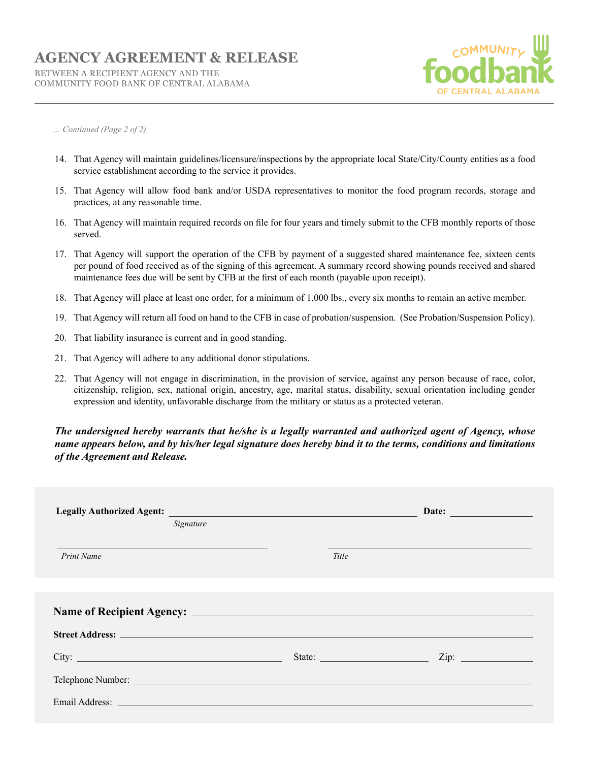# AGENCY AGREEMENT & RELEASE

BETWEEN A RECIPIENT AGENCY AND THE
COMMUNITY FOOD BANK OF CENTRAL ALABAMA

COMMUNITY foodbank OF CENTRAL ALABAMA

*... Continued (Page 2 of 2)*

14. That Agency will maintain guidelines/licensure/inspections by the appropriate local State/City/County entities as a food service establishment according to the service it provides.

15. That Agency will allow food bank and/or USDA representatives to monitor the food program records, storage and practices, at any reasonable time.

16. That Agency will maintain required records on file for four years and timely submit to the CFB monthly reports of those served.

17. That Agency will support the operation of the CFB by payment of a suggested shared maintenance fee, sixteen cents per pound of food received as of the signing of this agreement. A summary record showing pounds received and shared maintenance fees due will be sent by CFB at the first of each month (payable upon receipt).

18. That Agency will place at least one order, for a minimum of 1,000 lbs., every six months to remain an active member.

19. That Agency will return all food on hand to the CFB in case of probation/suspension. (See Probation/Suspension Policy).

20. That liability insurance is current and in good standing.

21. That Agency will adhere to any additional donor stipulations.

22. That Agency will not engage in discrimination, in the provision of service, against any person because of race, color, citizenship, religion, sex, national origin, ancestry, age, marital status, disability, sexual orientation including gender expression and identity, unfavorable discharge from the military or status as a protected veteran.

***The undersigned hereby warrants that he/she is a legally warranted and authorized agent of Agency, whose name appears below, and by his/her legal signature does hereby bind it to the terms, conditions and limitations of the Agreement and Release.***

**Legally Authorized Agent:** ______________________________ **Date:** ______________

*Signature*

______________________________ ______________________________

*Print Name* *Title*

**Name of Recipient Agency:** ______________________________

**Street Address:** ______________________________

City: ______________________ State: ______________ Zip: ____________

Telephone Number: ______________________________

Email Address: ______________________________